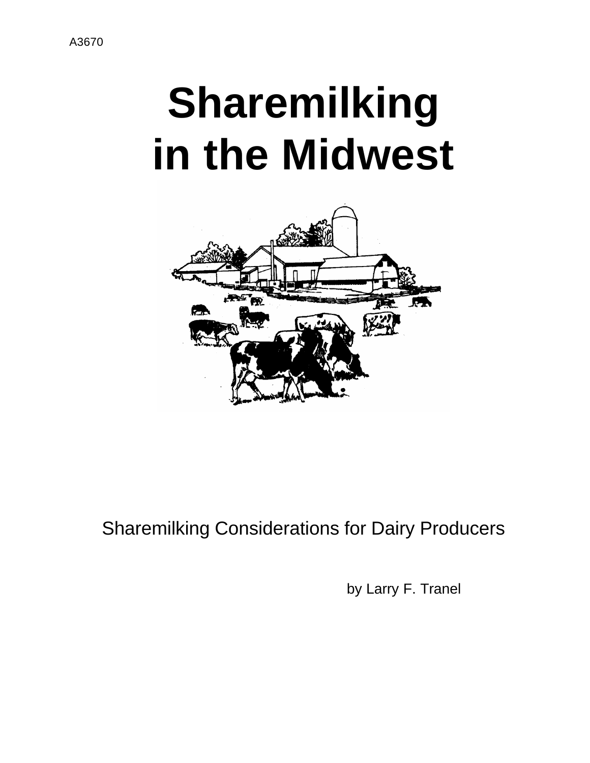A3670

# Sharemilking in the Midwest

Sharemilking Considerations for Dairy Producers

by Larry F. Tranel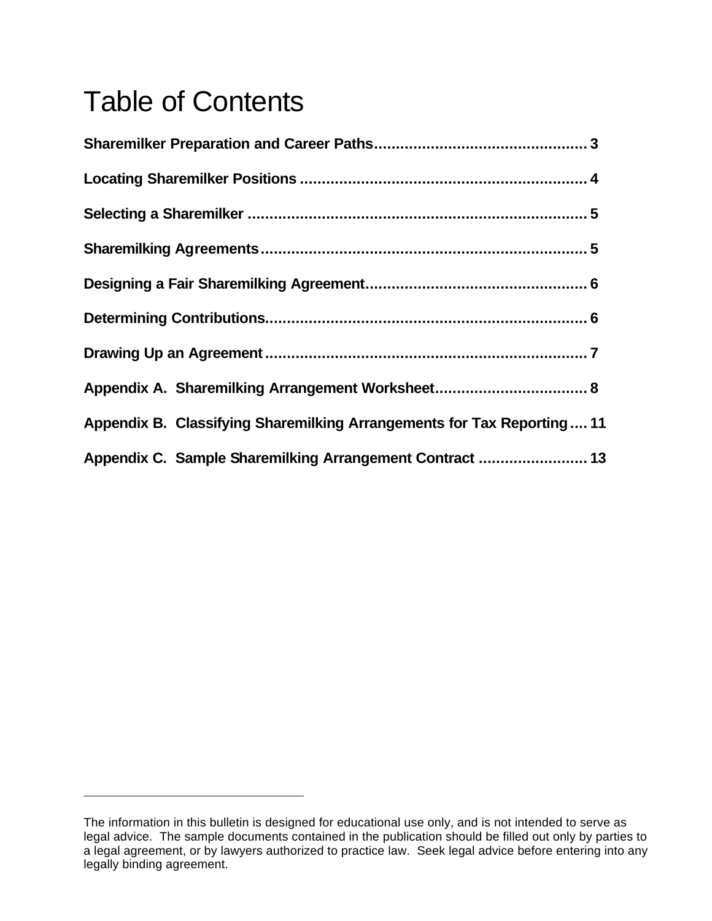# Table of Contents

**Sharemilker Preparation and Career Paths................................................ 3**

**Locating Sharemilker Positions ................................................................. 4**

**Selecting a Sharemilker ............................................................................ 5**

**Sharemilking Agreements.......................................................................... 5**

**Designing a Fair Sharemilking Agreement................................................. 6**

**Determining Contributions......................................................................... 6**

**Drawing Up an Agreement......................................................................... 7**

**Appendix A. Sharemilking Arrangement Worksheet.................................. 8**

**Appendix B. Classifying Sharemilking Arrangements for Tax Reporting.... 11**

**Appendix C. Sample Sharemilking Arrangement Contract ......................... 13**

---

The information in this bulletin is designed for educational use only, and is not intended to serve as legal advice. The sample documents contained in the publication should be filled out only by parties to a legal agreement, or by lawyers authorized to practice law. Seek legal advice before entering into any legally binding agreement.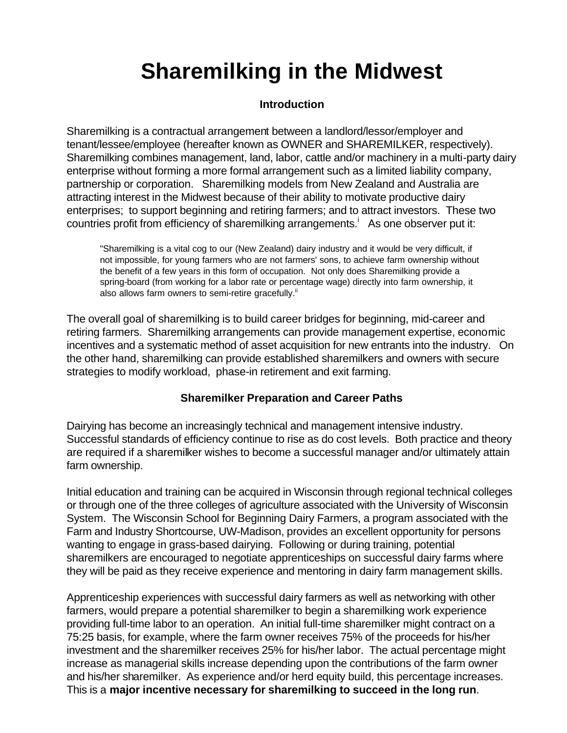# Sharemilking in the Midwest

### Introduction

Sharemilking is a contractual arrangement between a landlord/lessor/employer and tenant/lessee/employee (hereafter known as OWNER and SHAREMILKER, respectively). Sharemilking combines management, land, labor, cattle and/or machinery in a multi-party dairy enterprise without forming a more formal arrangement such as a limited liability company, partnership or corporation. Sharemilking models from New Zealand and Australia are attracting interest in the Midwest because of their ability to motivate productive dairy enterprises; to support beginning and retiring farmers; and to attract investors. These two countries profit from efficiency of sharemilking arrangements.[i] As one observer put it:

> "Sharemilking is a vital cog to our (New Zealand) dairy industry and it would be very difficult, if not impossible, for young farmers who are not farmers' sons, to achieve farm ownership without the benefit of a few years in this form of occupation. Not only does Sharemilking provide a spring-board (from working for a labor rate or percentage wage) directly into farm ownership, it also allows farm owners to semi-retire gracefully.[ii]

The overall goal of sharemilking is to build career bridges for beginning, mid-career and retiring farmers. Sharemilking arrangements can provide management expertise, economic incentives and a systematic method of asset acquisition for new entrants into the industry. On the other hand, sharemilking can provide established sharemilkers and owners with secure strategies to modify workload, phase-in retirement and exit farming.

### Sharemilker Preparation and Career Paths

Dairying has become an increasingly technical and management intensive industry. Successful standards of efficiency continue to rise as do cost levels. Both practice and theory are required if a sharemilker wishes to become a successful manager and/or ultimately attain farm ownership.

Initial education and training can be acquired in Wisconsin through regional technical colleges or through one of the three colleges of agriculture associated with the University of Wisconsin System. The Wisconsin School for Beginning Dairy Farmers, a program associated with the Farm and Industry Shortcourse, UW-Madison, provides an excellent opportunity for persons wanting to engage in grass-based dairying. Following or during training, potential sharemilkers are encouraged to negotiate apprenticeships on successful dairy farms where they will be paid as they receive experience and mentoring in dairy farm management skills.

Apprenticeship experiences with successful dairy farmers as well as networking with other farmers, would prepare a potential sharemilker to begin a sharemilking work experience providing full-time labor to an operation. An initial full-time sharemilker might contract on a 75:25 basis, for example, where the farm owner receives 75% of the proceeds for his/her investment and the sharemilker receives 25% for his/her labor. The actual percentage might increase as managerial skills increase depending upon the contributions of the farm owner and his/her sharemilker. As experience and/or herd equity build, this percentage increases. This is a **major incentive necessary for sharemilking to succeed in the long run**.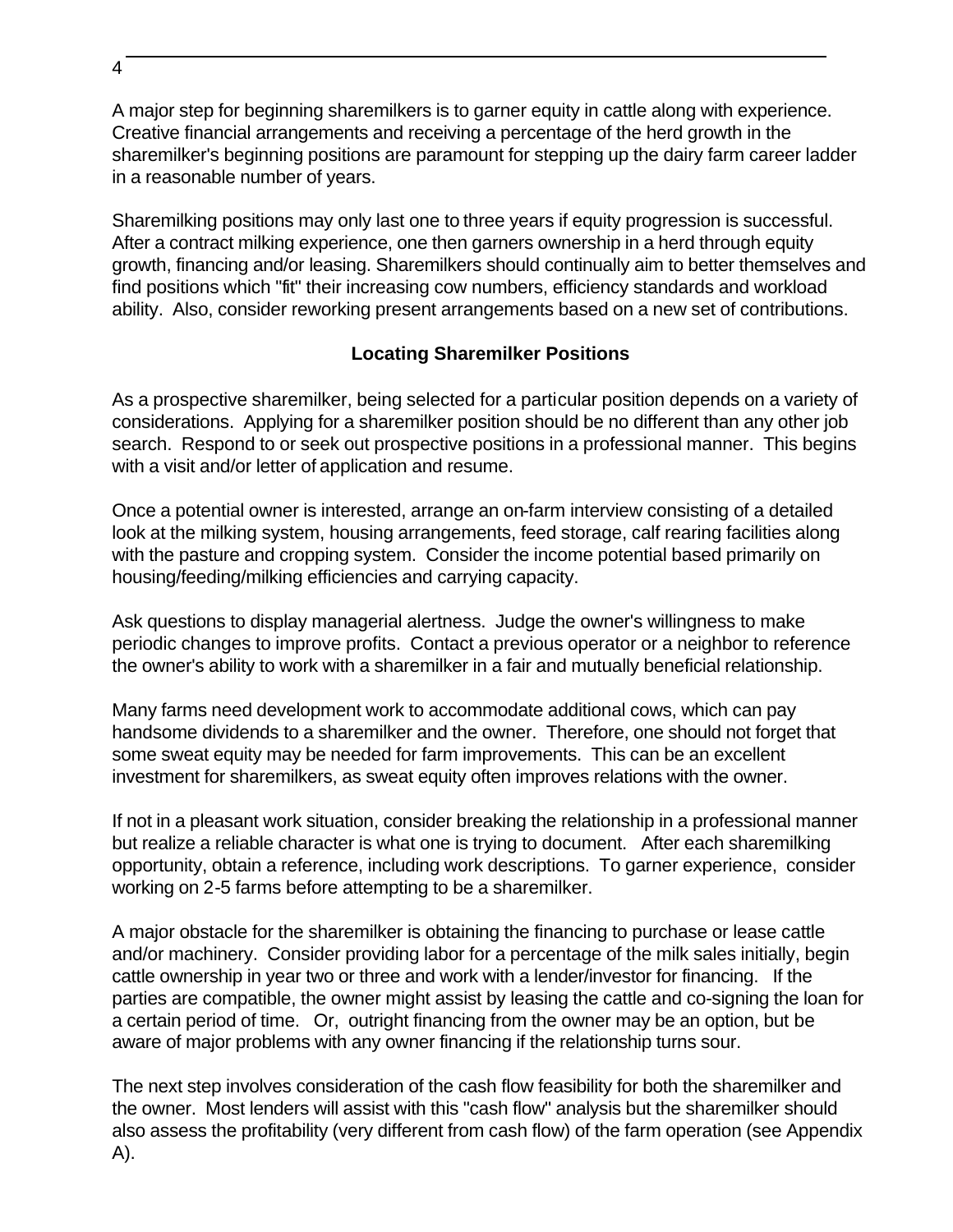A major step for beginning sharemilkers is to garner equity in cattle along with experience. Creative financial arrangements and receiving a percentage of the herd growth in the sharemilker's beginning positions are paramount for stepping up the dairy farm career ladder in a reasonable number of years.

Sharemilking positions may only last one to three years if equity progression is successful. After a contract milking experience, one then garners ownership in a herd through equity growth, financing and/or leasing. Sharemilkers should continually aim to better themselves and find positions which "fit" their increasing cow numbers, efficiency standards and workload ability. Also, consider reworking present arrangements based on a new set of contributions.

## Locating Sharemilker Positions

As a prospective sharemilker, being selected for a particular position depends on a variety of considerations. Applying for a sharemilker position should be no different than any other job search. Respond to or seek out prospective positions in a professional manner. This begins with a visit and/or letter of application and resume.

Once a potential owner is interested, arrange an on-farm interview consisting of a detailed look at the milking system, housing arrangements, feed storage, calf rearing facilities along with the pasture and cropping system. Consider the income potential based primarily on housing/feeding/milking efficiencies and carrying capacity.

Ask questions to display managerial alertness. Judge the owner's willingness to make periodic changes to improve profits. Contact a previous operator or a neighbor to reference the owner's ability to work with a sharemilker in a fair and mutually beneficial relationship.

Many farms need development work to accommodate additional cows, which can pay handsome dividends to a sharemilker and the owner. Therefore, one should not forget that some sweat equity may be needed for farm improvements. This can be an excellent investment for sharemilkers, as sweat equity often improves relations with the owner.

If not in a pleasant work situation, consider breaking the relationship in a professional manner but realize a reliable character is what one is trying to document. After each sharemilking opportunity, obtain a reference, including work descriptions. To garner experience, consider working on 2-5 farms before attempting to be a sharemilker.

A major obstacle for the sharemilker is obtaining the financing to purchase or lease cattle and/or machinery. Consider providing labor for a percentage of the milk sales initially, begin cattle ownership in year two or three and work with a lender/investor for financing. If the parties are compatible, the owner might assist by leasing the cattle and co-signing the loan for a certain period of time. Or, outright financing from the owner may be an option, but be aware of major problems with any owner financing if the relationship turns sour.

The next step involves consideration of the cash flow feasibility for both the sharemilker and the owner. Most lenders will assist with this "cash flow" analysis but the sharemilker should also assess the profitability (very different from cash flow) of the farm operation (see Appendix A).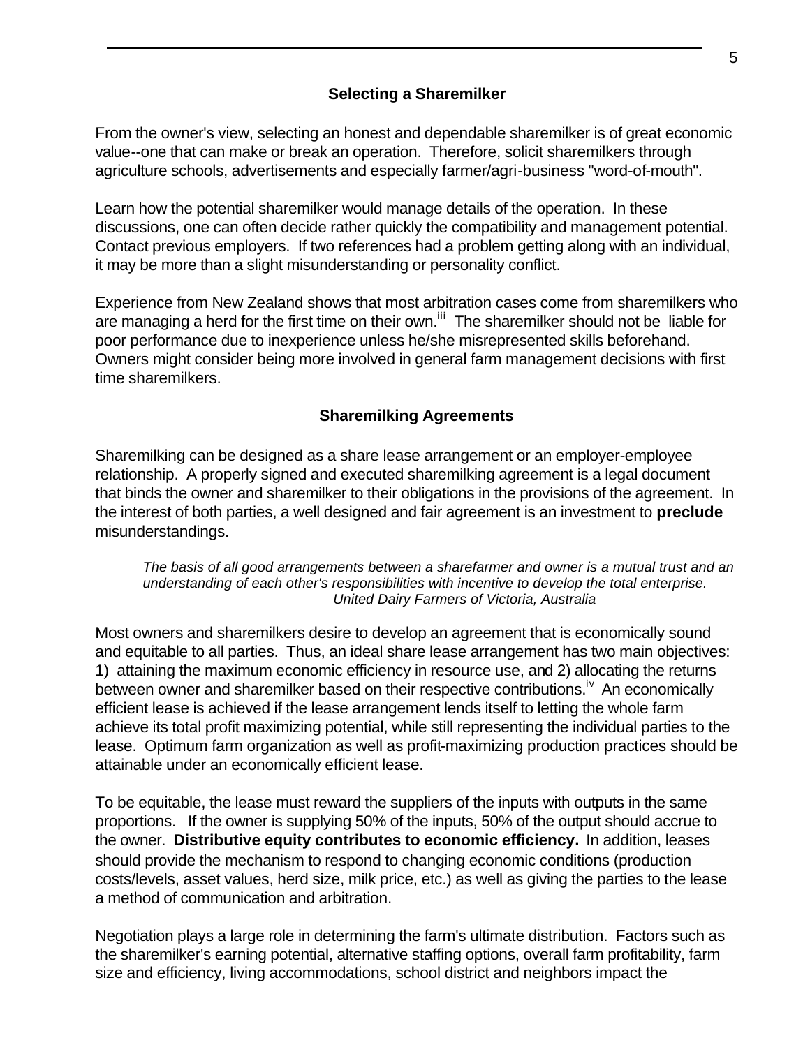## Selecting a Sharemilker

From the owner's view, selecting an honest and dependable sharemilker is of great economic value--one that can make or break an operation. Therefore, solicit sharemilkers through agriculture schools, advertisements and especially farmer/agri-business "word-of-mouth".

Learn how the potential sharemilker would manage details of the operation. In these discussions, one can often decide rather quickly the compatibility and management potential. Contact previous employers. If two references had a problem getting along with an individual, it may be more than a slight misunderstanding or personality conflict.

Experience from New Zealand shows that most arbitration cases come from sharemilkers who are managing a herd for the first time on their own.[iii] The sharemilker should not be liable for poor performance due to inexperience unless he/she misrepresented skills beforehand. Owners might consider being more involved in general farm management decisions with first time sharemilkers.

## Sharemilking Agreements

Sharemilking can be designed as a share lease arrangement or an employer-employee relationship. A properly signed and executed sharemilking agreement is a legal document that binds the owner and sharemilker to their obligations in the provisions of the agreement. In the interest of both parties, a well designed and fair agreement is an investment to **preclude** misunderstandings.

> *The basis of all good arrangements between a sharefarmer and owner is a mutual trust and an understanding of each other's responsibilities with incentive to develop the total enterprise.*
> *United Dairy Farmers of Victoria, Australia*

Most owners and sharemilkers desire to develop an agreement that is economically sound and equitable to all parties. Thus, an ideal share lease arrangement has two main objectives: 1) attaining the maximum economic efficiency in resource use, and 2) allocating the returns between owner and sharemilker based on their respective contributions.[iv] An economically efficient lease is achieved if the lease arrangement lends itself to letting the whole farm achieve its total profit maximizing potential, while still representing the individual parties to the lease. Optimum farm organization as well as profit-maximizing production practices should be attainable under an economically efficient lease.

To be equitable, the lease must reward the suppliers of the inputs with outputs in the same proportions. If the owner is supplying 50% of the inputs, 50% of the output should accrue to the owner. **Distributive equity contributes to economic efficiency.** In addition, leases should provide the mechanism to respond to changing economic conditions (production costs/levels, asset values, herd size, milk price, etc.) as well as giving the parties to the lease a method of communication and arbitration.

Negotiation plays a large role in determining the farm's ultimate distribution. Factors such as the sharemilker's earning potential, alternative staffing options, overall farm profitability, farm size and efficiency, living accommodations, school district and neighbors impact the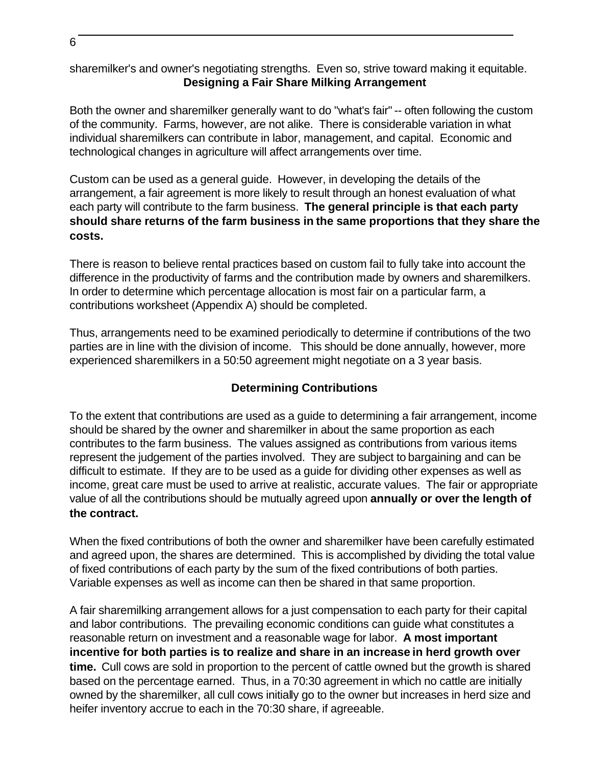sharemilker's and owner's negotiating strengths. Even so, strive toward making it equitable.

## Designing a Fair Share Milking Arrangement

Both the owner and sharemilker generally want to do "what's fair" -- often following the custom of the community. Farms, however, are not alike. There is considerable variation in what individual sharemilkers can contribute in labor, management, and capital. Economic and technological changes in agriculture will affect arrangements over time.

Custom can be used as a general guide. However, in developing the details of the arrangement, a fair agreement is more likely to result through an honest evaluation of what each party will contribute to the farm business. **The general principle is that each party should share returns of the farm business in the same proportions that they share the costs.**

There is reason to believe rental practices based on custom fail to fully take into account the difference in the productivity of farms and the contribution made by owners and sharemilkers. In order to determine which percentage allocation is most fair on a particular farm, a contributions worksheet (Appendix A) should be completed.

Thus, arrangements need to be examined periodically to determine if contributions of the two parties are in line with the division of income. This should be done annually, however, more experienced sharemilkers in a 50:50 agreement might negotiate on a 3 year basis.

## Determining Contributions

To the extent that contributions are used as a guide to determining a fair arrangement, income should be shared by the owner and sharemilker in about the same proportion as each contributes to the farm business. The values assigned as contributions from various items represent the judgement of the parties involved. They are subject to bargaining and can be difficult to estimate. If they are to be used as a guide for dividing other expenses as well as income, great care must be used to arrive at realistic, accurate values. The fair or appropriate value of all the contributions should be mutually agreed upon **annually or over the length of the contract.**

When the fixed contributions of both the owner and sharemilker have been carefully estimated and agreed upon, the shares are determined. This is accomplished by dividing the total value of fixed contributions of each party by the sum of the fixed contributions of both parties. Variable expenses as well as income can then be shared in that same proportion.

A fair sharemilking arrangement allows for a just compensation to each party for their capital and labor contributions. The prevailing economic conditions can guide what constitutes a reasonable return on investment and a reasonable wage for labor. **A most important incentive for both parties is to realize and share in an increase in herd growth over time.** Cull cows are sold in proportion to the percent of cattle owned but the growth is shared based on the percentage earned. Thus, in a 70:30 agreement in which no cattle are initially owned by the sharemilker, all cull cows initially go to the owner but increases in herd size and heifer inventory accrue to each in the 70:30 share, if agreeable.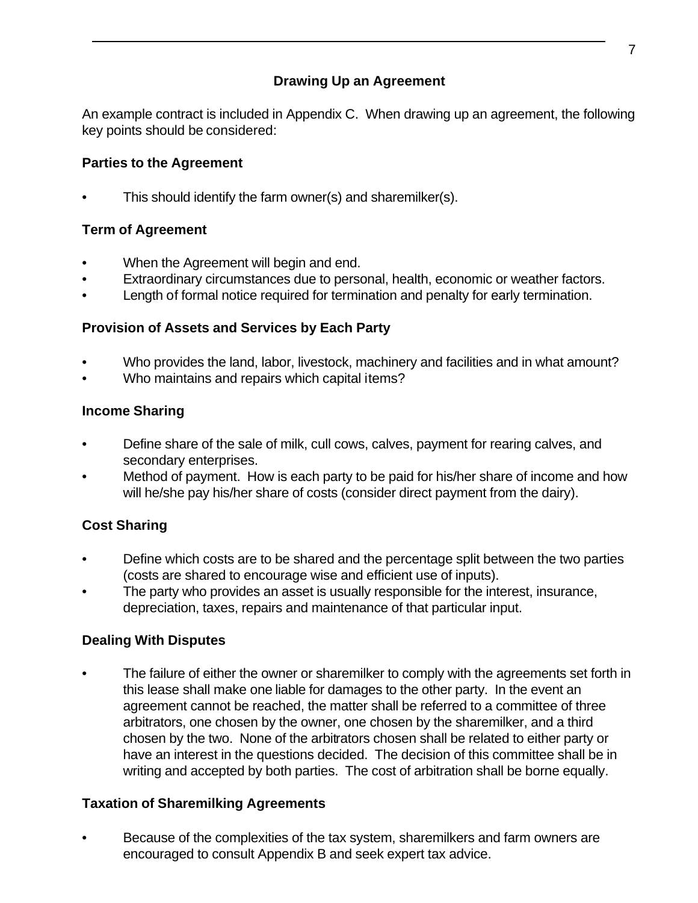## Drawing Up an Agreement

An example contract is included in Appendix C. When drawing up an agreement, the following key points should be considered:

### Parties to the Agreement

- This should identify the farm owner(s) and sharemilker(s).

### Term of Agreement

- When the Agreement will begin and end.
- Extraordinary circumstances due to personal, health, economic or weather factors.
- Length of formal notice required for termination and penalty for early termination.

### Provision of Assets and Services by Each Party

- Who provides the land, labor, livestock, machinery and facilities and in what amount?
- Who maintains and repairs which capital items?

### Income Sharing

- Define share of the sale of milk, cull cows, calves, payment for rearing calves, and secondary enterprises.
- Method of payment. How is each party to be paid for his/her share of income and how will he/she pay his/her share of costs (consider direct payment from the dairy).

### Cost Sharing

- Define which costs are to be shared and the percentage split between the two parties (costs are shared to encourage wise and efficient use of inputs).
- The party who provides an asset is usually responsible for the interest, insurance, depreciation, taxes, repairs and maintenance of that particular input.

### Dealing With Disputes

- The failure of either the owner or sharemilker to comply with the agreements set forth in this lease shall make one liable for damages to the other party. In the event an agreement cannot be reached, the matter shall be referred to a committee of three arbitrators, one chosen by the owner, one chosen by the sharemilker, and a third chosen by the two. None of the arbitrators chosen shall be related to either party or have an interest in the questions decided. The decision of this committee shall be in writing and accepted by both parties. The cost of arbitration shall be borne equally.

### Taxation of Sharemilking Agreements

- Because of the complexities of the tax system, sharemilkers and farm owners are encouraged to consult Appendix B and seek expert tax advice.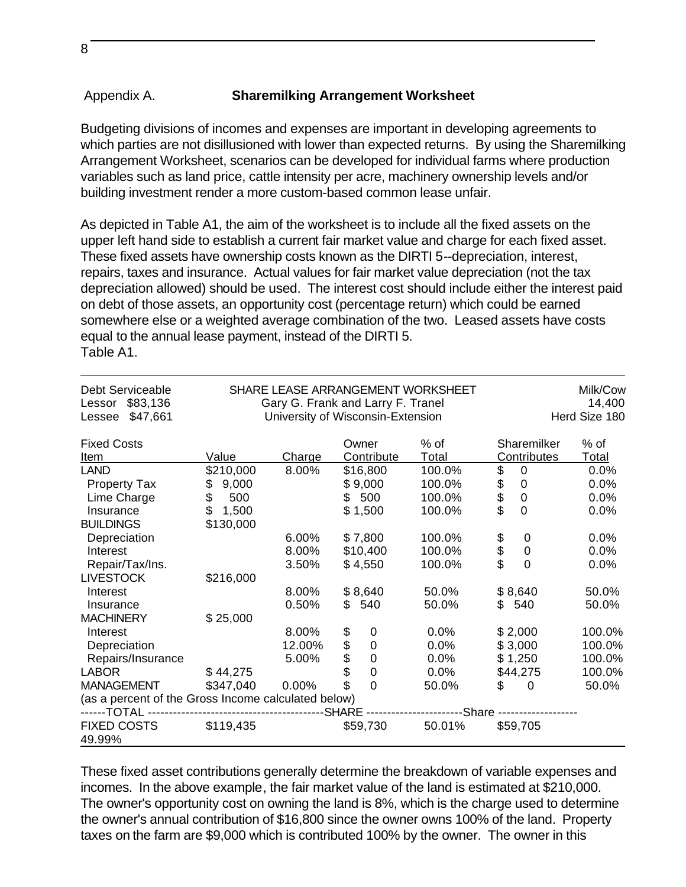Appendix A. **Sharemilking Arrangement Worksheet**

Budgeting divisions of incomes and expenses are important in developing agreements to which parties are not disillusioned with lower than expected returns. By using the Sharemilking Arrangement Worksheet, scenarios can be developed for individual farms where production variables such as land price, cattle intensity per acre, machinery ownership levels and/or building investment render a more custom-based common lease unfair.

As depicted in Table A1, the aim of the worksheet is to include all the fixed assets on the upper left hand side to establish a current fair market value and charge for each fixed asset. These fixed assets have ownership costs known as the DIRTI 5--depreciation, interest, repairs, taxes and insurance. Actual values for fair market value depreciation (not the tax depreciation allowed) should be used. The interest cost should include either the interest paid on debt of those assets, an opportunity cost (percentage return) which could be earned somewhere else or a weighted average combination of the two. Leased assets have costs equal to the annual lease payment, instead of the DIRTI 5.

Table A1.

Debt Serviceable
Lessor $83,136
Lessee $47,661

SHARE LEASE ARRANGEMENT WORKSHEET
Gary G. Frank and Larry F. Tranel
University of Wisconsin-Extension

Milk/Cow 14,400
Herd Size 180

| Fixed Costs Item | Value | Charge | Owner Contribute | % of Total | Sharemilker Contributes | % of Total |
|---|---|---|---|---|---|---|
| LAND | $210,000 | 8.00% | $16,800 | 100.0% | $ 0 | 0.0% |
| Property Tax | $ 9,000 | | $ 9,000 | 100.0% | $ 0 | 0.0% |
| Lime Charge | $ 500 | | $ 500 | 100.0% | $ 0 | 0.0% |
| Insurance | $ 1,500 | | $ 1,500 | 100.0% | $ 0 | 0.0% |
| BUILDINGS | $130,000 | | | | | |
| Depreciation | | 6.00% | $ 7,800 | 100.0% | $ 0 | 0.0% |
| Interest | | 8.00% | $10,400 | 100.0% | $ 0 | 0.0% |
| Repair/Tax/Ins. | | 3.50% | $ 4,550 | 100.0% | $ 0 | 0.0% |
| LIVESTOCK | $216,000 | | | | | |
| Interest | | 8.00% | $ 8,640 | 50.0% | $ 8,640 | 50.0% |
| Insurance | | 0.50% | $ 540 | 50.0% | $ 540 | 50.0% |
| MACHINERY | $ 25,000 | | | | | |
| Interest | | 8.00% | $ 0 | 0.0% | $ 2,000 | 100.0% |
| Depreciation | | 12.00% | $ 0 | 0.0% | $ 3,000 | 100.0% |
| Repairs/Insurance | | 5.00% | $ 0 | 0.0% | $ 1,250 | 100.0% |
| LABOR | $ 44,275 | | $ 0 | 0.0% | $44,275 | 100.0% |
| MANAGEMENT | $347,040 | 0.00% | $ 0 | 50.0% | $ 0 | 50.0% |
| (as a percent of the Gross Income calculated below) | | | | | | |
| ------TOTAL | | | SHARE | | Share | |
| FIXED COSTS | $119,435 | | $59,730 | 50.01% | $59,705 | 49.99% |

These fixed asset contributions generally determine the breakdown of variable expenses and incomes. In the above example, the fair market value of the land is estimated at $210,000. The owner's opportunity cost on owning the land is 8%, which is the charge used to determine the owner's annual contribution of $16,800 since the owner owns 100% of the land. Property taxes on the farm are $9,000 which is contributed 100% by the owner. The owner in this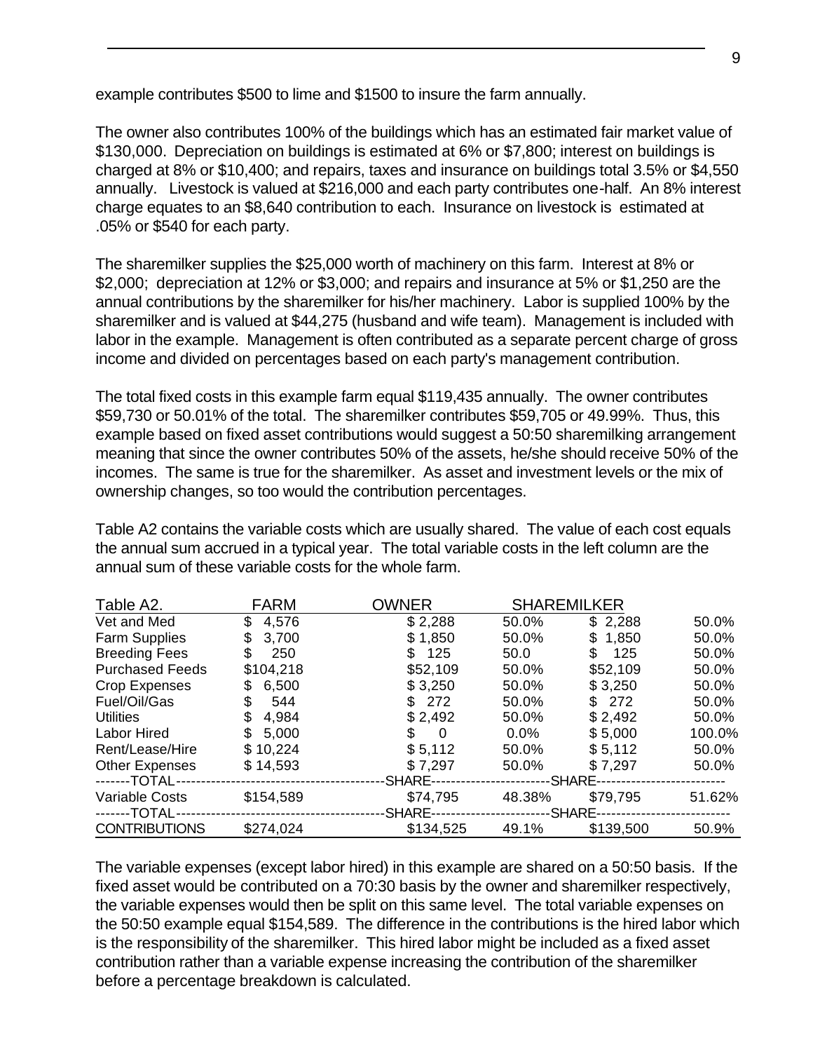example contributes $500 to lime and $1500 to insure the farm annually.

The owner also contributes 100% of the buildings which has an estimated fair market value of $130,000. Depreciation on buildings is estimated at 6% or $7,800; interest on buildings is charged at 8% or $10,400; and repairs, taxes and insurance on buildings total 3.5% or $4,550 annually. Livestock is valued at $216,000 and each party contributes one-half. An 8% interest charge equates to an $8,640 contribution to each. Insurance on livestock is estimated at .05% or $540 for each party.

The sharemilker supplies the $25,000 worth of machinery on this farm. Interest at 8% or $2,000; depreciation at 12% or $3,000; and repairs and insurance at 5% or $1,250 are the annual contributions by the sharemilker for his/her machinery. Labor is supplied 100% by the sharemilker and is valued at $44,275 (husband and wife team). Management is included with labor in the example. Management is often contributed as a separate percent charge of gross income and divided on percentages based on each party's management contribution.

The total fixed costs in this example farm equal $119,435 annually. The owner contributes $59,730 or 50.01% of the total. The sharemilker contributes $59,705 or 49.99%. Thus, this example based on fixed asset contributions would suggest a 50:50 sharemilking arrangement meaning that since the owner contributes 50% of the assets, he/she should receive 50% of the incomes. The same is true for the sharemilker. As asset and investment levels or the mix of ownership changes, so too would the contribution percentages.

Table A2 contains the variable costs which are usually shared. The value of each cost equals the annual sum accrued in a typical year. The total variable costs in the left column are the annual sum of these variable costs for the whole farm.

| Table A2. | FARM | OWNER | | SHAREMILKER | |
|---|---|---|---|---|---|
| Vet and Med | $ 4,576 | $ 2,288 | 50.0% | $ 2,288 | 50.0% |
| Farm Supplies | $ 3,700 | $ 1,850 | 50.0% | $ 1,850 | 50.0% |
| Breeding Fees | $ 250 | $ 125 | 50.0 | $ 125 | 50.0% |
| Purchased Feeds | $104,218 | $52,109 | 50.0% | $52,109 | 50.0% |
| Crop Expenses | $ 6,500 | $ 3,250 | 50.0% | $ 3,250 | 50.0% |
| Fuel/Oil/Gas | $ 544 | $ 272 | 50.0% | $ 272 | 50.0% |
| Utilities | $ 4,984 | $ 2,492 | 50.0% | $ 2,492 | 50.0% |
| Labor Hired | $ 5,000 | $ 0 | 0.0% | $ 5,000 | 100.0% |
| Rent/Lease/Hire | $ 10,224 | $ 5,112 | 50.0% | $ 5,112 | 50.0% |
| Other Expenses | $ 14,593 | $ 7,297 | 50.0% | $ 7,297 | 50.0% |
| -------TOTAL | | SHARE | | SHARE | |
| Variable Costs | $154,589 | $74,795 | 48.38% | $79,795 | 51.62% |
| -------TOTAL | | SHARE | | SHARE | |
| CONTRIBUTIONS | $274,024 | $134,525 | 49.1% | $139,500 | 50.9% |

The variable expenses (except labor hired) in this example are shared on a 50:50 basis. If the fixed asset would be contributed on a 70:30 basis by the owner and sharemilker respectively, the variable expenses would then be split on this same level. The total variable expenses on the 50:50 example equal $154,589. The difference in the contributions is the hired labor which is the responsibility of the sharemilker. This hired labor might be included as a fixed asset contribution rather than a variable expense increasing the contribution of the sharemilker before a percentage breakdown is calculated.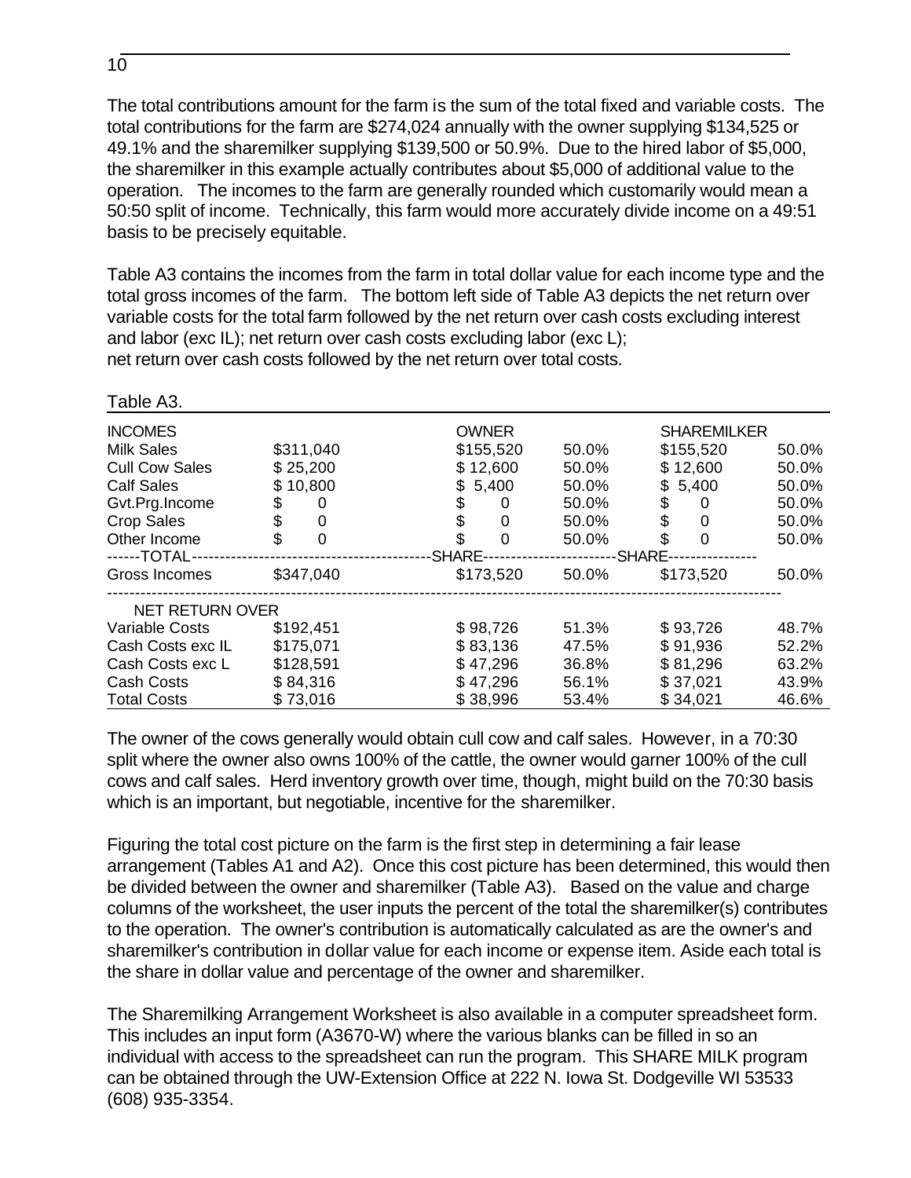The total contributions amount for the farm is the sum of the total fixed and variable costs. The total contributions for the farm are $274,024 annually with the owner supplying $134,525 or 49.1% and the sharemilker supplying $139,500 or 50.9%. Due to the hired labor of $5,000, the sharemilker in this example actually contributes about $5,000 of additional value to the operation. The incomes to the farm are generally rounded which customarily would mean a 50:50 split of income. Technically, this farm would more accurately divide income on a 49:51 basis to be precisely equitable.

Table A3 contains the incomes from the farm in total dollar value for each income type and the total gross incomes of the farm. The bottom left side of Table A3 depicts the net return over variable costs for the total farm followed by the net return over cash costs excluding interest and labor (exc IL); net return over cash costs excluding labor (exc L); net return over cash costs followed by the net return over total costs.

Table A3.

| INCOMES | | OWNER | | SHAREMILKER | |
|---|---|---|---|---|---|
| Milk Sales | $311,040 | $155,520 | 50.0% | $155,520 | 50.0% |
| Cull Cow Sales | $ 25,200 | $ 12,600 | 50.0% | $ 12,600 | 50.0% |
| Calf Sales | $ 10,800 | $ 5,400 | 50.0% | $ 5,400 | 50.0% |
| Gvt.Prg.Income | $ 0 | $ 0 | 50.0% | $ 0 | 50.0% |
| Crop Sales | $ 0 | $ 0 | 50.0% | $ 0 | 50.0% |
| Other Income | $ 0 | $ 0 | 50.0% | $ 0 | 50.0% |
| TOTAL | | SHARE | | SHARE | |
| Gross Incomes | $347,040 | $173,520 | 50.0% | $173,520 | 50.0% |
| NET RETURN OVER | | | | | |
| Variable Costs | $192,451 | $ 98,726 | 51.3% | $ 93,726 | 48.7% |
| Cash Costs exc IL | $175,071 | $ 83,136 | 47.5% | $ 91,936 | 52.2% |
| Cash Costs exc L | $128,591 | $ 47,296 | 36.8% | $ 81,296 | 63.2% |
| Cash Costs | $ 84,316 | $ 47,296 | 56.1% | $ 37,021 | 43.9% |
| Total Costs | $ 73,016 | $ 38,996 | 53.4% | $ 34,021 | 46.6% |

The owner of the cows generally would obtain cull cow and calf sales. However, in a 70:30 split where the owner also owns 100% of the cattle, the owner would garner 100% of the cull cows and calf sales. Herd inventory growth over time, though, might build on the 70:30 basis which is an important, but negotiable, incentive for the sharemilker.

Figuring the total cost picture on the farm is the first step in determining a fair lease arrangement (Tables A1 and A2). Once this cost picture has been determined, this would then be divided between the owner and sharemilker (Table A3). Based on the value and charge columns of the worksheet, the user inputs the percent of the total the sharemilker(s) contributes to the operation. The owner's contribution is automatically calculated as are the owner's and sharemilker's contribution in dollar value for each income or expense item. Aside each total is the share in dollar value and percentage of the owner and sharemilker.

The Sharemilking Arrangement Worksheet is also available in a computer spreadsheet form. This includes an input form (A3670-W) where the various blanks can be filled in so an individual with access to the spreadsheet can run the program. This SHARE MILK program can be obtained through the UW-Extension Office at 222 N. Iowa St. Dodgeville WI 53533 (608) 935-3354.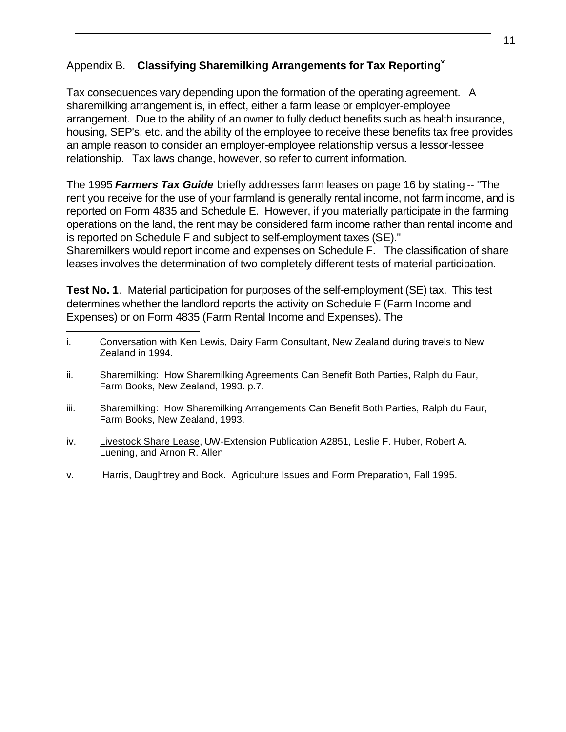## Appendix B. **Classifying Sharemilking Arrangements for Tax Reporting**[v]

Tax consequences vary depending upon the formation of the operating agreement. A sharemilking arrangement is, in effect, either a farm lease or employer-employee arrangement. Due to the ability of an owner to fully deduct benefits such as health insurance, housing, SEP's, etc. and the ability of the employee to receive these benefits tax free provides an ample reason to consider an employer-employee relationship versus a lessor-lessee relationship. Tax laws change, however, so refer to current information.

The 1995 ***Farmers Tax Guide*** briefly addresses farm leases on page 16 by stating -- "The rent you receive for the use of your farmland is generally rental income, not farm income, and is reported on Form 4835 and Schedule E. However, if you materially participate in the farming operations on the land, the rent may be considered farm income rather than rental income and is reported on Schedule F and subject to self-employment taxes (SE)."
Sharemilkers would report income and expenses on Schedule F. The classification of share leases involves the determination of two completely different tests of material participation.

**Test No. 1**. Material participation for purposes of the self-employment (SE) tax. This test determines whether the landlord reports the activity on Schedule F (Farm Income and Expenses) or on Form 4835 (Farm Rental Income and Expenses). The

---

i. Conversation with Ken Lewis, Dairy Farm Consultant, New Zealand during travels to New Zealand in 1994.

ii. Sharemilking: How Sharemilking Agreements Can Benefit Both Parties, Ralph du Faur, Farm Books, New Zealand, 1993. p.7.

iii. Sharemilking: How Sharemilking Arrangements Can Benefit Both Parties, Ralph du Faur, Farm Books, New Zealand, 1993.

iv. Livestock Share Lease, UW-Extension Publication A2851, Leslie F. Huber, Robert A. Luening, and Arnon R. Allen

v. Harris, Daughtrey and Bock. Agriculture Issues and Form Preparation, Fall 1995.